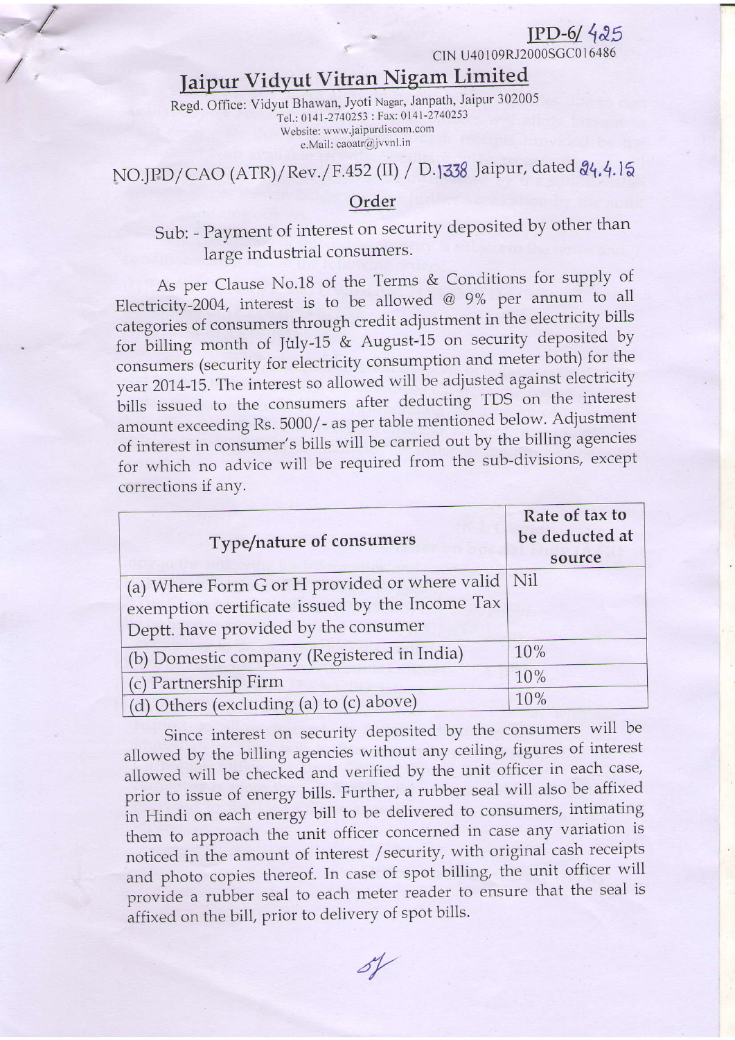JPD-6/ 425

CIN U40109RJ2000SGC016486

# Jaipur Vidyut Vitran Nigam Limited

Regd. Office: Vidyut Bhawan, Jyoti Nagar, Janpath, Jaipur 302005
Tel.: 0141-2740253 : Fax: 0141-2740253
Website: www.jaipurdiscom.com
e.Mail: caoatr@jvvnl.in

NO.JPD/CAO (ATR)/Rev./F.452 (II) / D.1338 Jaipur, dated 24.4.15

## Order

Sub: - Payment of interest on security deposited by other than large industrial consumers.

As per Clause No.18 of the Terms & Conditions for supply of Electricity-2004, interest is to be allowed @ 9% per annum to all categories of consumers through credit adjustment in the electricity bills for billing month of July-15 & August-15 on security deposited by consumers (security for electricity consumption and meter both) for the year 2014-15. The interest so allowed will be adjusted against electricity bills issued to the consumers after deducting TDS on the interest amount exceeding Rs. 5000/- as per table mentioned below. Adjustment of interest in consumer's bills will be carried out by the billing agencies for which no advice will be required from the sub-divisions, except corrections if any.

| Type/nature of consumers | Rate of tax to be deducted at source |
|---|---|
| (a) Where Form G or H provided or where valid exemption certificate issued by the Income Tax Deptt. have provided by the consumer | Nil |
| (b) Domestic company (Registered in India) | 10% |
| (c) Partnership Firm | 10% |
| (d) Others (excluding (a) to (c) above) | 10% |

Since interest on security deposited by the consumers will be allowed by the billing agencies without any ceiling, figures of interest allowed will be checked and verified by the unit officer in each case, prior to issue of energy bills. Further, a rubber seal will also be affixed in Hindi on each energy bill to be delivered to consumers, intimating them to approach the unit officer concerned in case any variation is noticed in the amount of interest /security, with original cash receipts and photo copies thereof. In case of spot billing, the unit officer will provide a rubber seal to each meter reader to ensure that the seal is affixed on the bill, prior to delivery of spot bills.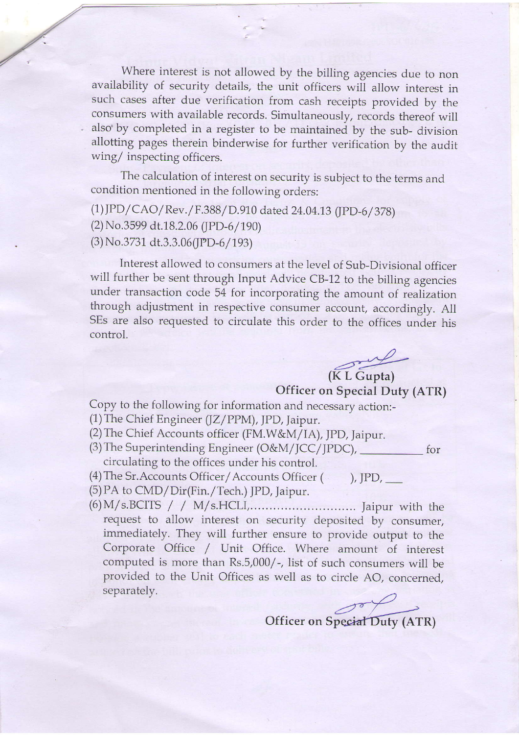Where interest is not allowed by the billing agencies due to non availability of security details, the unit officers will allow interest in such cases after due verification from cash receipts provided by the consumers with available records. Simultaneously, records thereof will also by completed in a register to be maintained by the sub- division allotting pages therein binderwise for further verification by the audit wing/ inspecting officers.

The calculation of interest on security is subject to the terms and condition mentioned in the following orders:

(1) JPD/CAO/Rev./F.388/D.910 dated 24.04.13 (JPD-6/378)
(2) No.3599 dt.18.2.06 (JPD-6/190)
(3) No.3731 dt.3.3.06(JPD-6/193)

Interest allowed to consumers at the level of Sub-Divisional officer will further be sent through Input Advice CB-12 to the billing agencies under transaction code 54 for incorporating the amount of realization through adjustment in respective consumer account, accordingly. All SEs are also requested to circulate this order to the offices under his control.

(K L Gupta)
Officer on Special Duty (ATR)

Copy to the following for information and necessary action:-

(1) The Chief Engineer (JZ/PPM), JPD, Jaipur.
(2) The Chief Accounts officer (FM.W&M/IA), JPD, Jaipur.
(3) The Superintending Engineer (O&M/JCC/JPDC), __________ for circulating to the offices under his control.
(4) The Sr.Accounts Officer/ Accounts Officer (      ), JPD, ___
(5) PA to CMD/Dir(Fin./Tech.) JPD, Jaipur.
(6) M/s.BCITS / / M/s.HCLI,............................ Jaipur with the request to allow interest on security deposited by consumer, immediately. They will further ensure to provide output to the Corporate Office / Unit Office. Where amount of interest computed is more than Rs.5,000/-, list of such consumers will be provided to the Unit Offices as well as to circle AO, concerned, separately.

Officer on Special Duty (ATR)